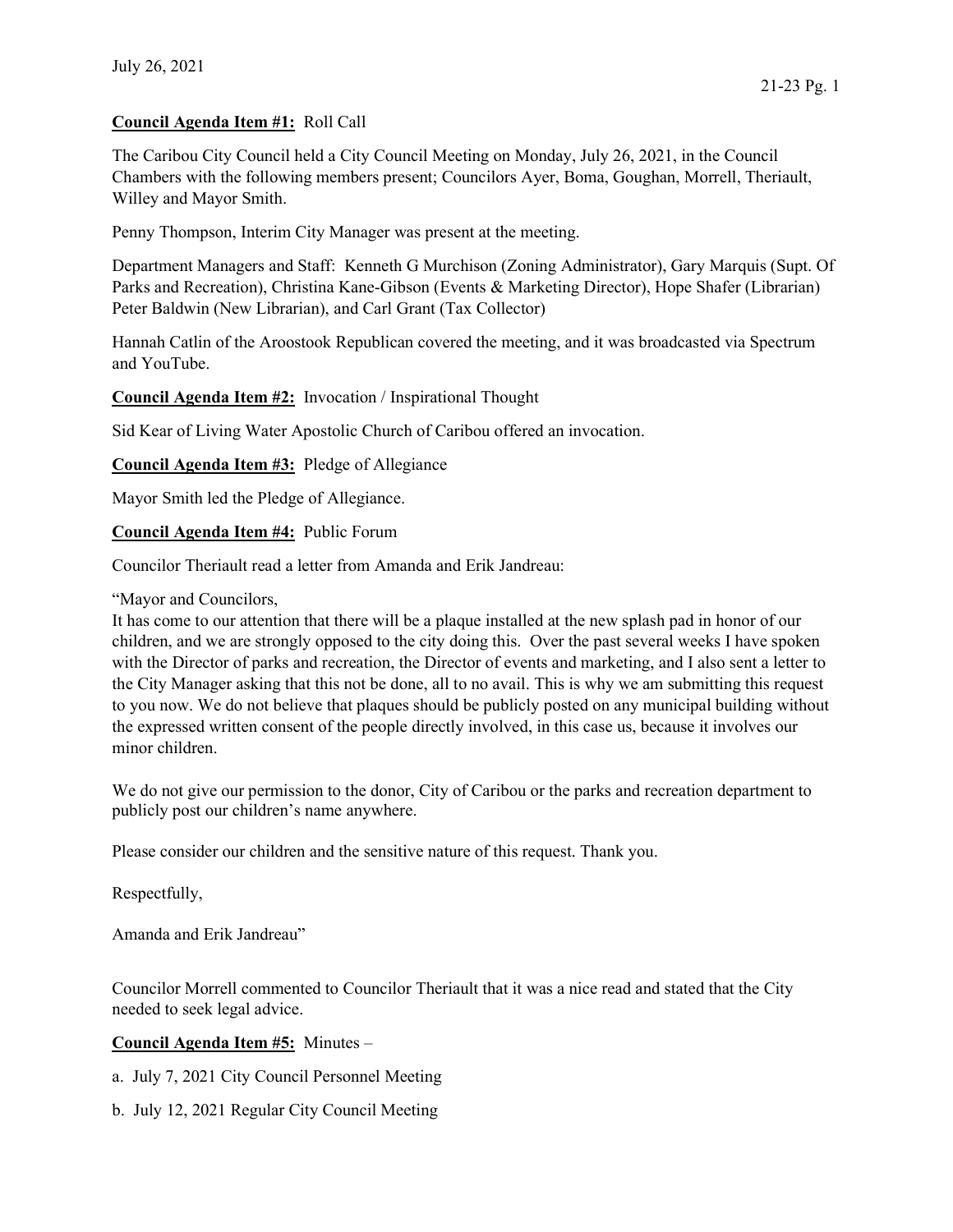July 26, 2021

**Council Agenda Item #1:** Roll Call

The Caribou City Council held a City Council Meeting on Monday, July 26, 2021, in the Council Chambers with the following members present; Councilors Ayer, Boma, Goughan, Morrell, Theriault, Willey and Mayor Smith.

Penny Thompson, Interim City Manager was present at the meeting.

Department Managers and Staff: Kenneth G Murchison (Zoning Administrator), Gary Marquis (Supt. Of Parks and Recreation), Christina Kane-Gibson (Events & Marketing Director), Hope Shafer (Librarian) Peter Baldwin (New Librarian), and Carl Grant (Tax Collector)

Hannah Catlin of the Aroostook Republican covered the meeting, and it was broadcasted via Spectrum and YouTube.

**Council Agenda Item #2:** Invocation / Inspirational Thought

Sid Kear of Living Water Apostolic Church of Caribou offered an invocation.

**Council Agenda Item #3:** Pledge of Allegiance

Mayor Smith led the Pledge of Allegiance.

**Council Agenda Item #4:** Public Forum

Councilor Theriault read a letter from Amanda and Erik Jandreau:

"Mayor and Councilors,
It has come to our attention that there will be a plaque installed at the new splash pad in honor of our children, and we are strongly opposed to the city doing this. Over the past several weeks I have spoken with the Director of parks and recreation, the Director of events and marketing, and I also sent a letter to the City Manager asking that this not be done, all to no avail. This is why we am submitting this request to you now. We do not believe that plaques should be publicly posted on any municipal building without the expressed written consent of the people directly involved, in this case us, because it involves our minor children.

We do not give our permission to the donor, City of Caribou or the parks and recreation department to publicly post our children's name anywhere.

Please consider our children and the sensitive nature of this request. Thank you.

Respectfully,

Amanda and Erik Jandreau"

Councilor Morrell commented to Councilor Theriault that it was a nice read and stated that the City needed to seek legal advice.

**Council Agenda Item #5:** Minutes –

a. July 7, 2021 City Council Personnel Meeting

b. July 12, 2021 Regular City Council Meeting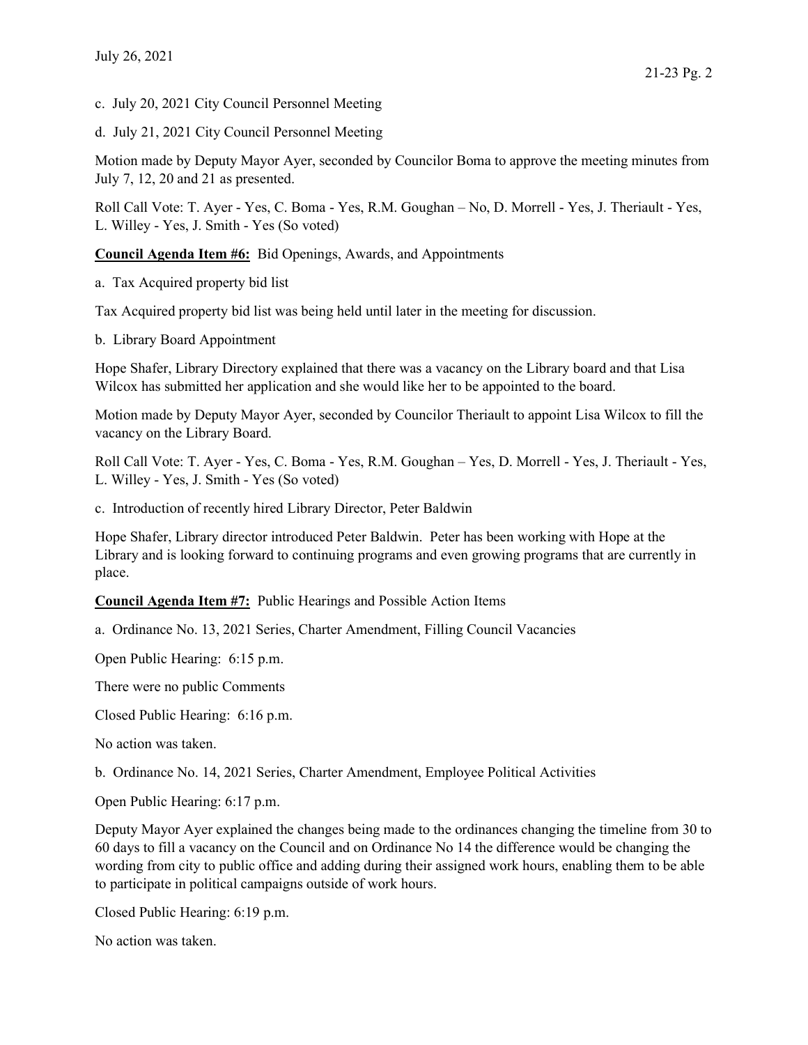c. July 20, 2021 City Council Personnel Meeting

d. July 21, 2021 City Council Personnel Meeting

Motion made by Deputy Mayor Ayer, seconded by Councilor Boma to approve the meeting minutes from July 7, 12, 20 and 21 as presented.

Roll Call Vote: T. Ayer - Yes, C. Boma - Yes, R.M. Goughan – No, D. Morrell - Yes, J. Theriault - Yes, L. Willey - Yes, J. Smith - Yes (So voted)

**Council Agenda Item #6:** Bid Openings, Awards, and Appointments

a. Tax Acquired property bid list

Tax Acquired property bid list was being held until later in the meeting for discussion.

b. Library Board Appointment

Hope Shafer, Library Directory explained that there was a vacancy on the Library board and that Lisa Wilcox has submitted her application and she would like her to be appointed to the board.

Motion made by Deputy Mayor Ayer, seconded by Councilor Theriault to appoint Lisa Wilcox to fill the vacancy on the Library Board.

Roll Call Vote: T. Ayer - Yes, C. Boma - Yes, R.M. Goughan – Yes, D. Morrell - Yes, J. Theriault - Yes, L. Willey - Yes, J. Smith - Yes (So voted)

c. Introduction of recently hired Library Director, Peter Baldwin

Hope Shafer, Library director introduced Peter Baldwin. Peter has been working with Hope at the Library and is looking forward to continuing programs and even growing programs that are currently in place.

**Council Agenda Item #7:** Public Hearings and Possible Action Items

a. Ordinance No. 13, 2021 Series, Charter Amendment, Filling Council Vacancies

Open Public Hearing: 6:15 p.m.

There were no public Comments

Closed Public Hearing: 6:16 p.m.

No action was taken.

b. Ordinance No. 14, 2021 Series, Charter Amendment, Employee Political Activities

Open Public Hearing: 6:17 p.m.

Deputy Mayor Ayer explained the changes being made to the ordinances changing the timeline from 30 to 60 days to fill a vacancy on the Council and on Ordinance No 14 the difference would be changing the wording from city to public office and adding during their assigned work hours, enabling them to be able to participate in political campaigns outside of work hours.

Closed Public Hearing: 6:19 p.m.

No action was taken.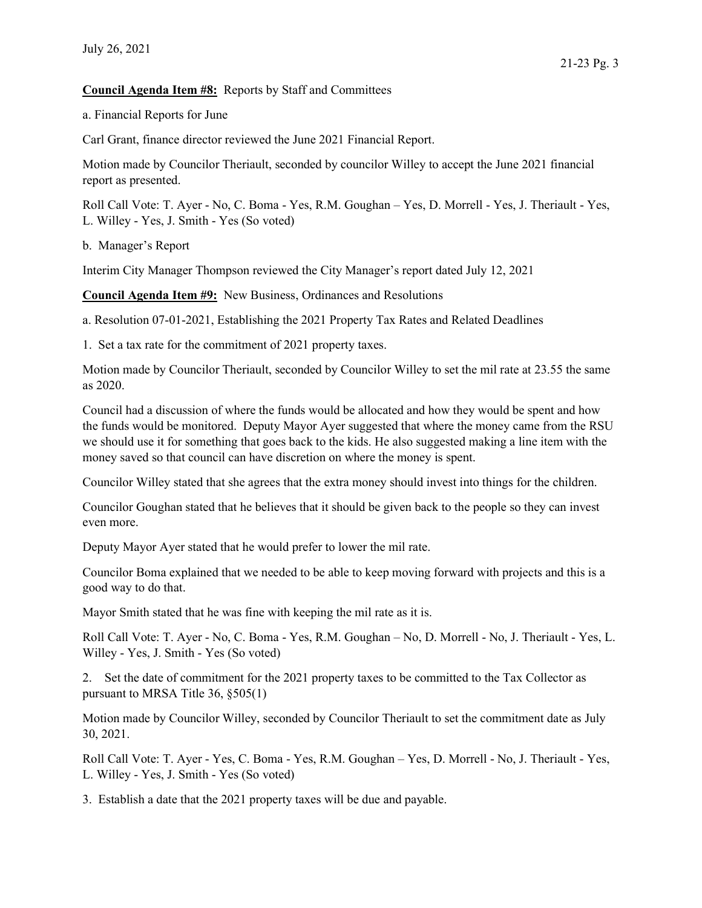**Council Agenda Item #8:** Reports by Staff and Committees

a. Financial Reports for June

Carl Grant, finance director reviewed the June 2021 Financial Report.

Motion made by Councilor Theriault, seconded by councilor Willey to accept the June 2021 financial report as presented.

Roll Call Vote: T. Ayer - No, C. Boma - Yes, R.M. Goughan – Yes, D. Morrell - Yes, J. Theriault - Yes, L. Willey - Yes, J. Smith - Yes (So voted)

b. Manager's Report

Interim City Manager Thompson reviewed the City Manager's report dated July 12, 2021

**Council Agenda Item #9:** New Business, Ordinances and Resolutions

a. Resolution 07-01-2021, Establishing the 2021 Property Tax Rates and Related Deadlines

1. Set a tax rate for the commitment of 2021 property taxes.

Motion made by Councilor Theriault, seconded by Councilor Willey to set the mil rate at 23.55 the same as 2020.

Council had a discussion of where the funds would be allocated and how they would be spent and how the funds would be monitored. Deputy Mayor Ayer suggested that where the money came from the RSU we should use it for something that goes back to the kids. He also suggested making a line item with the money saved so that council can have discretion on where the money is spent.

Councilor Willey stated that she agrees that the extra money should invest into things for the children.

Councilor Goughan stated that he believes that it should be given back to the people so they can invest even more.

Deputy Mayor Ayer stated that he would prefer to lower the mil rate.

Councilor Boma explained that we needed to be able to keep moving forward with projects and this is a good way to do that.

Mayor Smith stated that he was fine with keeping the mil rate as it is.

Roll Call Vote: T. Ayer - No, C. Boma - Yes, R.M. Goughan – No, D. Morrell - No, J. Theriault - Yes, L. Willey - Yes, J. Smith - Yes (So voted)

2. Set the date of commitment for the 2021 property taxes to be committed to the Tax Collector as pursuant to MRSA Title 36, §505(1)

Motion made by Councilor Willey, seconded by Councilor Theriault to set the commitment date as July 30, 2021.

Roll Call Vote: T. Ayer - Yes, C. Boma - Yes, R.M. Goughan – Yes, D. Morrell - No, J. Theriault - Yes, L. Willey - Yes, J. Smith - Yes (So voted)

3. Establish a date that the 2021 property taxes will be due and payable.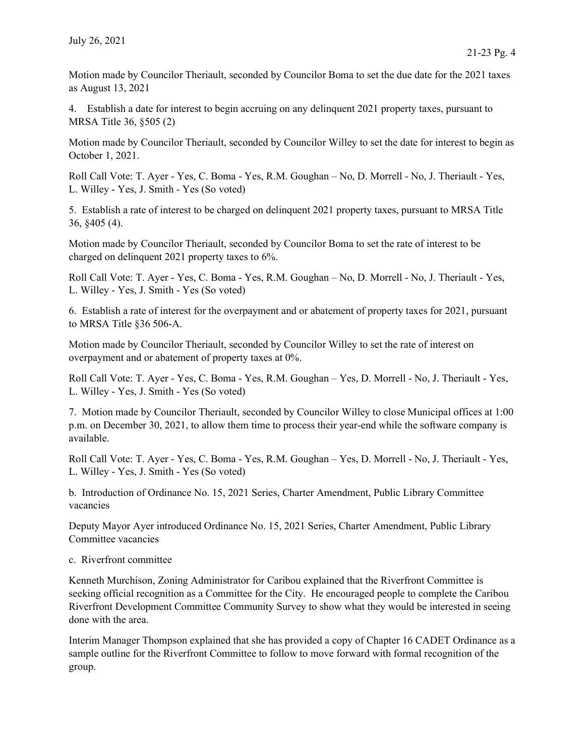Motion made by Councilor Theriault, seconded by Councilor Boma to set the due date for the 2021 taxes as August 13, 2021

4. Establish a date for interest to begin accruing on any delinquent 2021 property taxes, pursuant to MRSA Title 36, §505 (2)

Motion made by Councilor Theriault, seconded by Councilor Willey to set the date for interest to begin as October 1, 2021.

Roll Call Vote: T. Ayer - Yes, C. Boma - Yes, R.M. Goughan – No, D. Morrell - No, J. Theriault - Yes, L. Willey - Yes, J. Smith - Yes (So voted)

5. Establish a rate of interest to be charged on delinquent 2021 property taxes, pursuant to MRSA Title 36, §405 (4).

Motion made by Councilor Theriault, seconded by Councilor Boma to set the rate of interest to be charged on delinquent 2021 property taxes to 6%.

Roll Call Vote: T. Ayer - Yes, C. Boma - Yes, R.M. Goughan – No, D. Morrell - No, J. Theriault - Yes, L. Willey - Yes, J. Smith - Yes (So voted)

6. Establish a rate of interest for the overpayment and or abatement of property taxes for 2021, pursuant to MRSA Title §36 506-A.

Motion made by Councilor Theriault, seconded by Councilor Willey to set the rate of interest on overpayment and or abatement of property taxes at 0%.

Roll Call Vote: T. Ayer - Yes, C. Boma - Yes, R.M. Goughan – Yes, D. Morrell - No, J. Theriault - Yes, L. Willey - Yes, J. Smith - Yes (So voted)

7. Motion made by Councilor Theriault, seconded by Councilor Willey to close Municipal offices at 1:00 p.m. on December 30, 2021, to allow them time to process their year-end while the software company is available.

Roll Call Vote: T. Ayer - Yes, C. Boma - Yes, R.M. Goughan – Yes, D. Morrell - No, J. Theriault - Yes, L. Willey - Yes, J. Smith - Yes (So voted)

b. Introduction of Ordinance No. 15, 2021 Series, Charter Amendment, Public Library Committee vacancies

Deputy Mayor Ayer introduced Ordinance No. 15, 2021 Series, Charter Amendment, Public Library Committee vacancies

c. Riverfront committee

Kenneth Murchison, Zoning Administrator for Caribou explained that the Riverfront Committee is seeking official recognition as a Committee for the City. He encouraged people to complete the Caribou Riverfront Development Committee Community Survey to show what they would be interested in seeing done with the area.

Interim Manager Thompson explained that she has provided a copy of Chapter 16 CADET Ordinance as a sample outline for the Riverfront Committee to follow to move forward with formal recognition of the group.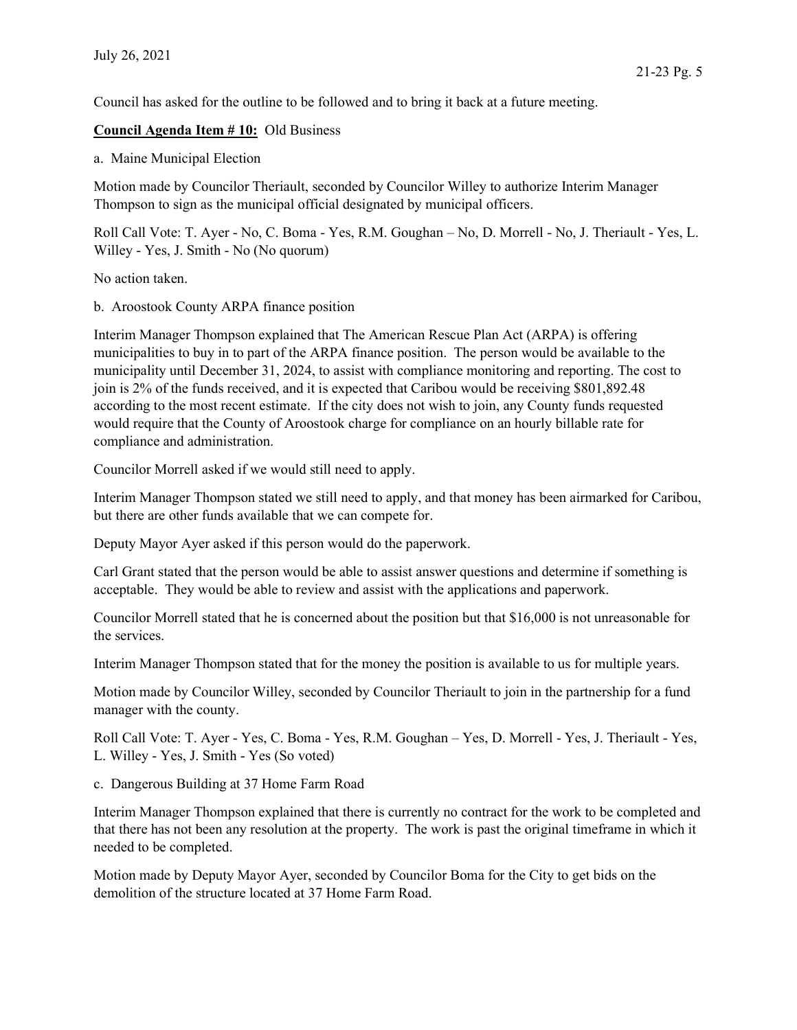Council has asked for the outline to be followed and to bring it back at a future meeting.

**Council Agenda Item # 10:** Old Business

a. Maine Municipal Election

Motion made by Councilor Theriault, seconded by Councilor Willey to authorize Interim Manager Thompson to sign as the municipal official designated by municipal officers.

Roll Call Vote: T. Ayer - No, C. Boma - Yes, R.M. Goughan – No, D. Morrell - No, J. Theriault - Yes, L. Willey - Yes, J. Smith - No (No quorum)

No action taken.

b. Aroostook County ARPA finance position

Interim Manager Thompson explained that The American Rescue Plan Act (ARPA) is offering municipalities to buy in to part of the ARPA finance position. The person would be available to the municipality until December 31, 2024, to assist with compliance monitoring and reporting. The cost to join is 2% of the funds received, and it is expected that Caribou would be receiving $801,892.48 according to the most recent estimate. If the city does not wish to join, any County funds requested would require that the County of Aroostook charge for compliance on an hourly billable rate for compliance and administration.

Councilor Morrell asked if we would still need to apply.

Interim Manager Thompson stated we still need to apply, and that money has been airmarked for Caribou, but there are other funds available that we can compete for.

Deputy Mayor Ayer asked if this person would do the paperwork.

Carl Grant stated that the person would be able to assist answer questions and determine if something is acceptable. They would be able to review and assist with the applications and paperwork.

Councilor Morrell stated that he is concerned about the position but that $16,000 is not unreasonable for the services.

Interim Manager Thompson stated that for the money the position is available to us for multiple years.

Motion made by Councilor Willey, seconded by Councilor Theriault to join in the partnership for a fund manager with the county.

Roll Call Vote: T. Ayer - Yes, C. Boma - Yes, R.M. Goughan – Yes, D. Morrell - Yes, J. Theriault - Yes, L. Willey - Yes, J. Smith - Yes (So voted)

c. Dangerous Building at 37 Home Farm Road

Interim Manager Thompson explained that there is currently no contract for the work to be completed and that there has not been any resolution at the property. The work is past the original timeframe in which it needed to be completed.

Motion made by Deputy Mayor Ayer, seconded by Councilor Boma for the City to get bids on the demolition of the structure located at 37 Home Farm Road.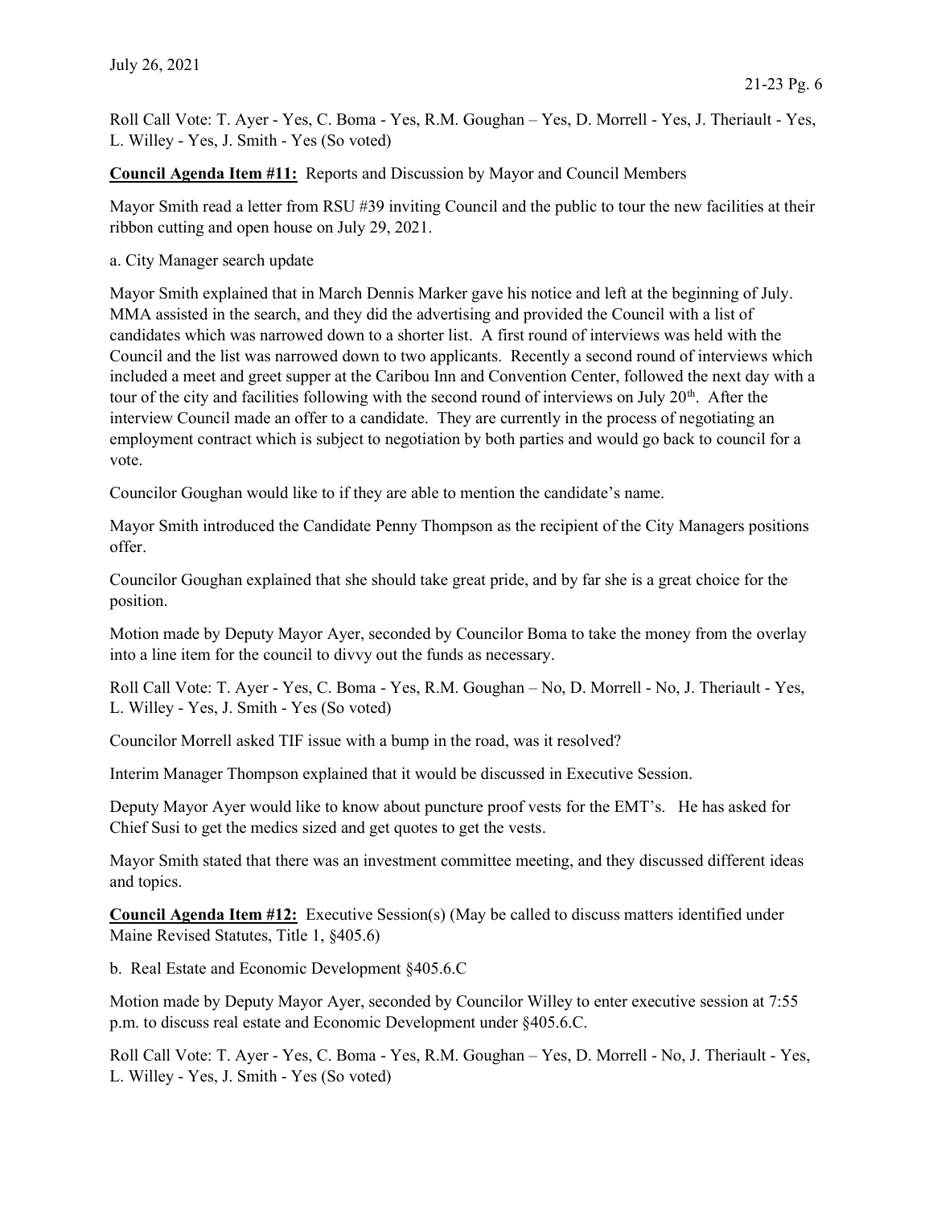Roll Call Vote: T. Ayer - Yes, C. Boma - Yes, R.M. Goughan – Yes, D. Morrell - Yes, J. Theriault - Yes, L. Willey - Yes, J. Smith - Yes (So voted)

**Council Agenda Item #11:** Reports and Discussion by Mayor and Council Members

Mayor Smith read a letter from RSU #39 inviting Council and the public to tour the new facilities at their ribbon cutting and open house on July 29, 2021.

a. City Manager search update

Mayor Smith explained that in March Dennis Marker gave his notice and left at the beginning of July. MMA assisted in the search, and they did the advertising and provided the Council with a list of candidates which was narrowed down to a shorter list. A first round of interviews was held with the Council and the list was narrowed down to two applicants. Recently a second round of interviews which included a meet and greet supper at the Caribou Inn and Convention Center, followed the next day with a tour of the city and facilities following with the second round of interviews on July 20th. After the interview Council made an offer to a candidate. They are currently in the process of negotiating an employment contract which is subject to negotiation by both parties and would go back to council for a vote.

Councilor Goughan would like to if they are able to mention the candidate's name.

Mayor Smith introduced the Candidate Penny Thompson as the recipient of the City Managers positions offer.

Councilor Goughan explained that she should take great pride, and by far she is a great choice for the position.

Motion made by Deputy Mayor Ayer, seconded by Councilor Boma to take the money from the overlay into a line item for the council to divvy out the funds as necessary.

Roll Call Vote: T. Ayer - Yes, C. Boma - Yes, R.M. Goughan – No, D. Morrell - No, J. Theriault - Yes, L. Willey - Yes, J. Smith - Yes (So voted)

Councilor Morrell asked TIF issue with a bump in the road, was it resolved?

Interim Manager Thompson explained that it would be discussed in Executive Session.

Deputy Mayor Ayer would like to know about puncture proof vests for the EMT's. He has asked for Chief Susi to get the medics sized and get quotes to get the vests.

Mayor Smith stated that there was an investment committee meeting, and they discussed different ideas and topics.

**Council Agenda Item #12:** Executive Session(s) (May be called to discuss matters identified under Maine Revised Statutes, Title 1, §405.6)

b. Real Estate and Economic Development §405.6.C

Motion made by Deputy Mayor Ayer, seconded by Councilor Willey to enter executive session at 7:55 p.m. to discuss real estate and Economic Development under §405.6.C.

Roll Call Vote: T. Ayer - Yes, C. Boma - Yes, R.M. Goughan – Yes, D. Morrell - No, J. Theriault - Yes, L. Willey - Yes, J. Smith - Yes (So voted)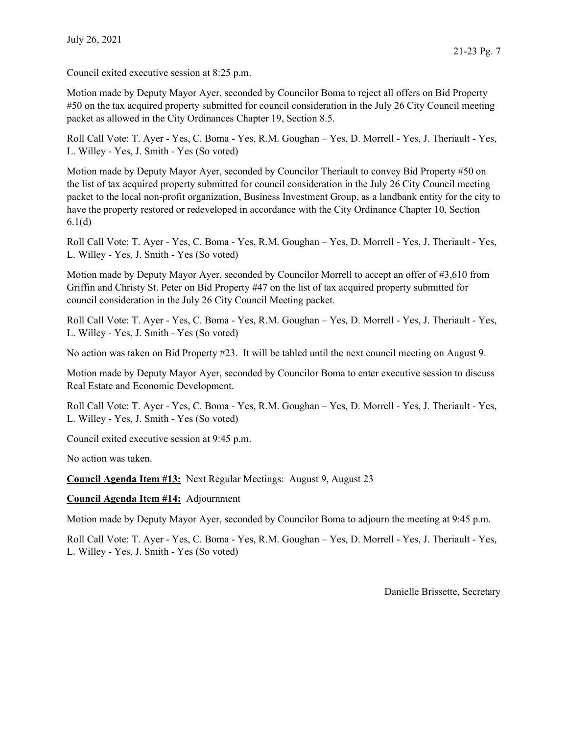Council exited executive session at 8:25 p.m.

Motion made by Deputy Mayor Ayer, seconded by Councilor Boma to reject all offers on Bid Property #50 on the tax acquired property submitted for council consideration in the July 26 City Council meeting packet as allowed in the City Ordinances Chapter 19, Section 8.5.

Roll Call Vote: T. Ayer - Yes, C. Boma - Yes, R.M. Goughan – Yes, D. Morrell - Yes, J. Theriault - Yes, L. Willey - Yes, J. Smith - Yes (So voted)

Motion made by Deputy Mayor Ayer, seconded by Councilor Theriault to convey Bid Property #50 on the list of tax acquired property submitted for council consideration in the July 26 City Council meeting packet to the local non-profit organization, Business Investment Group, as a landbank entity for the city to have the property restored or redeveloped in accordance with the City Ordinance Chapter 10, Section 6.1(d)

Roll Call Vote: T. Ayer - Yes, C. Boma - Yes, R.M. Goughan – Yes, D. Morrell - Yes, J. Theriault - Yes, L. Willey - Yes, J. Smith - Yes (So voted)

Motion made by Deputy Mayor Ayer, seconded by Councilor Morrell to accept an offer of #3,610 from Griffin and Christy St. Peter on Bid Property #47 on the list of tax acquired property submitted for council consideration in the July 26 City Council Meeting packet.

Roll Call Vote: T. Ayer - Yes, C. Boma - Yes, R.M. Goughan – Yes, D. Morrell - Yes, J. Theriault - Yes, L. Willey - Yes, J. Smith - Yes (So voted)

No action was taken on Bid Property #23. It will be tabled until the next council meeting on August 9.

Motion made by Deputy Mayor Ayer, seconded by Councilor Boma to enter executive session to discuss Real Estate and Economic Development.

Roll Call Vote: T. Ayer - Yes, C. Boma - Yes, R.M. Goughan – Yes, D. Morrell - Yes, J. Theriault - Yes, L. Willey - Yes, J. Smith - Yes (So voted)

Council exited executive session at 9:45 p.m.

No action was taken.

**Council Agenda Item #13:** Next Regular Meetings: August 9, August 23

**Council Agenda Item #14:** Adjournment

Motion made by Deputy Mayor Ayer, seconded by Councilor Boma to adjourn the meeting at 9:45 p.m.

Roll Call Vote: T. Ayer - Yes, C. Boma - Yes, R.M. Goughan – Yes, D. Morrell - Yes, J. Theriault - Yes, L. Willey - Yes, J. Smith - Yes (So voted)

Danielle Brissette, Secretary